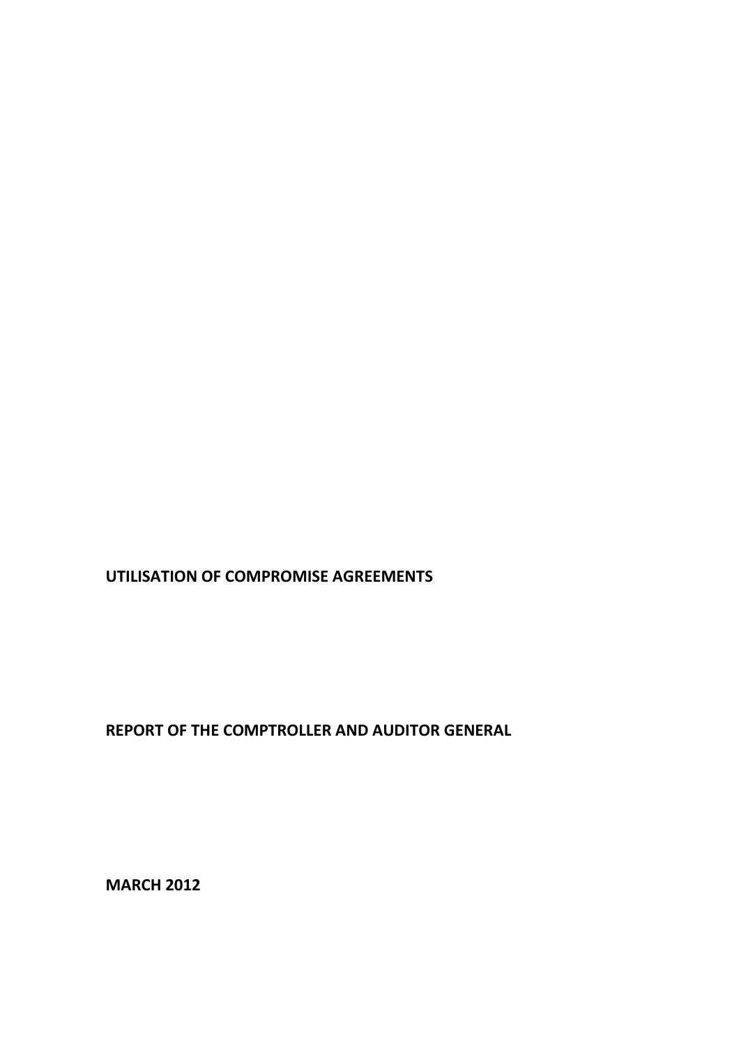# UTILISATION OF COMPROMISE AGREEMENTS

**REPORT OF THE COMPTROLLER AND AUDITOR GENERAL**

**MARCH 2012**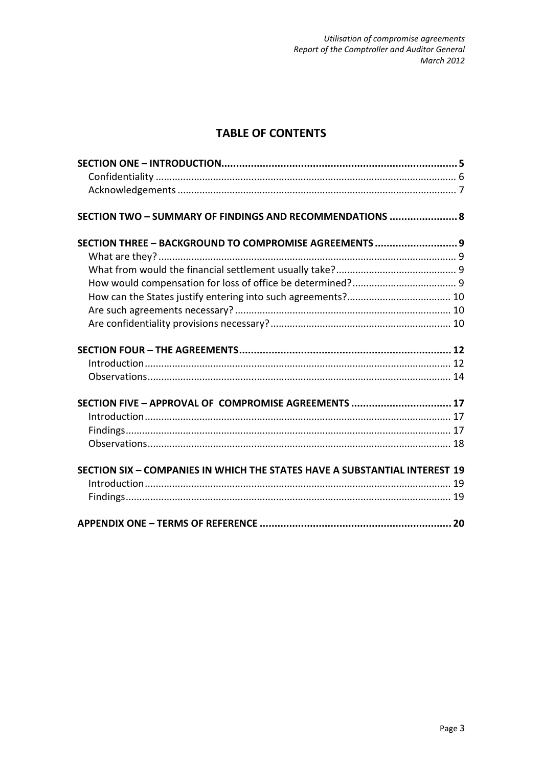# TABLE OF CONTENTS

**SECTION ONE – INTRODUCTION................................................................................ 5**

Confidentiality ............................................................................................................... 6

Acknowledgements ....................................................................................................... 7

**SECTION TWO – SUMMARY OF FINDINGS AND RECOMMENDATIONS ....................... 8**

**SECTION THREE – BACKGROUND TO COMPROMISE AGREEMENTS ............................ 9**

What are they? ............................................................................................................. 9

What from would the financial settlement usually take? ............................................ 9

How would compensation for loss of office be determined? ...................................... 9

How can the States justify entering into such agreements? ...................................... 10

Are such agreements necessary? ............................................................................... 10

Are confidentiality provisions necessary? .................................................................. 10

**SECTION FOUR – THE AGREEMENTS ........................................................................ 12**

Introduction ................................................................................................................ 12

Observations ............................................................................................................... 14

**SECTION FIVE – APPROVAL OF COMPROMISE AGREEMENTS .................................. 17**

Introduction ................................................................................................................ 17

Findings ....................................................................................................................... 17

Observations ............................................................................................................... 18

**SECTION SIX – COMPANIES IN WHICH THE STATES HAVE A SUBSTANTIAL INTEREST 19**

Introduction ................................................................................................................ 19

Findings ....................................................................................................................... 19

**APPENDIX ONE – TERMS OF REFERENCE ................................................................. 20**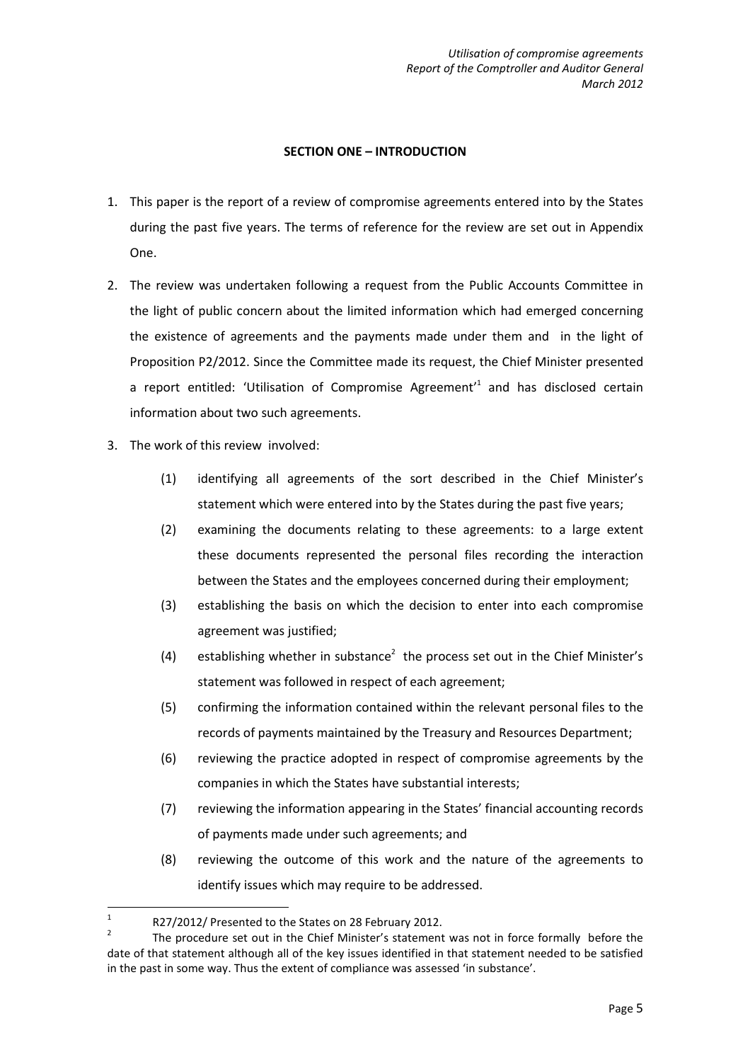## SECTION ONE – INTRODUCTION

1. This paper is the report of a review of compromise agreements entered into by the States during the past five years. The terms of reference for the review are set out in Appendix One.

2. The review was undertaken following a request from the Public Accounts Committee in the light of public concern about the limited information which had emerged concerning the existence of agreements and the payments made under them and in the light of Proposition P2/2012. Since the Committee made its request, the Chief Minister presented a report entitled: 'Utilisation of Compromise Agreement'[1] and has disclosed certain information about two such agreements.

3. The work of this review involved:

   (1) identifying all agreements of the sort described in the Chief Minister's statement which were entered into by the States during the past five years;

   (2) examining the documents relating to these agreements: to a large extent these documents represented the personal files recording the interaction between the States and the employees concerned during their employment;

   (3) establishing the basis on which the decision to enter into each compromise agreement was justified;

   (4) establishing whether in substance[2] the process set out in the Chief Minister's statement was followed in respect of each agreement;

   (5) confirming the information contained within the relevant personal files to the records of payments maintained by the Treasury and Resources Department;

   (6) reviewing the practice adopted in respect of compromise agreements by the companies in which the States have substantial interests;

   (7) reviewing the information appearing in the States' financial accounting records of payments made under such agreements; and

   (8) reviewing the outcome of this work and the nature of the agreements to identify issues which may require to be addressed.

---

[1] R27/2012/ Presented to the States on 28 February 2012.

[2] The procedure set out in the Chief Minister's statement was not in force formally before the date of that statement although all of the key issues identified in that statement needed to be satisfied in the past in some way. Thus the extent of compliance was assessed 'in substance'.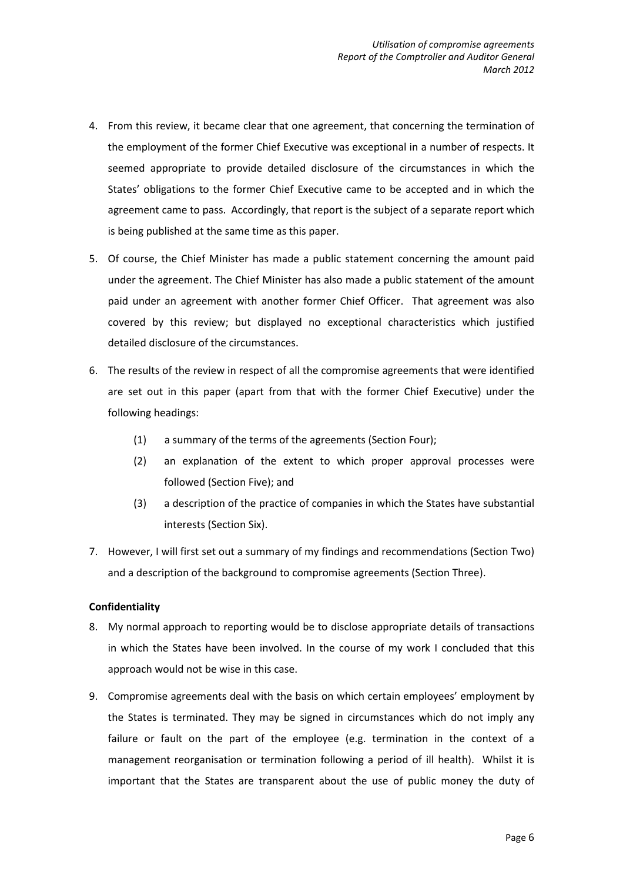4. From this review, it became clear that one agreement, that concerning the termination of the employment of the former Chief Executive was exceptional in a number of respects. It seemed appropriate to provide detailed disclosure of the circumstances in which the States' obligations to the former Chief Executive came to be accepted and in which the agreement came to pass. Accordingly, that report is the subject of a separate report which is being published at the same time as this paper.

5. Of course, the Chief Minister has made a public statement concerning the amount paid under the agreement. The Chief Minister has also made a public statement of the amount paid under an agreement with another former Chief Officer. That agreement was also covered by this review; but displayed no exceptional characteristics which justified detailed disclosure of the circumstances.

6. The results of the review in respect of all the compromise agreements that were identified are set out in this paper (apart from that with the former Chief Executive) under the following headings:

   (1) a summary of the terms of the agreements (Section Four);

   (2) an explanation of the extent to which proper approval processes were followed (Section Five); and

   (3) a description of the practice of companies in which the States have substantial interests (Section Six).

7. However, I will first set out a summary of my findings and recommendations (Section Two) and a description of the background to compromise agreements (Section Three).

**Confidentiality**

8. My normal approach to reporting would be to disclose appropriate details of transactions in which the States have been involved. In the course of my work I concluded that this approach would not be wise in this case.

9. Compromise agreements deal with the basis on which certain employees' employment by the States is terminated. They may be signed in circumstances which do not imply any failure or fault on the part of the employee (e.g. termination in the context of a management reorganisation or termination following a period of ill health). Whilst it is important that the States are transparent about the use of public money the duty of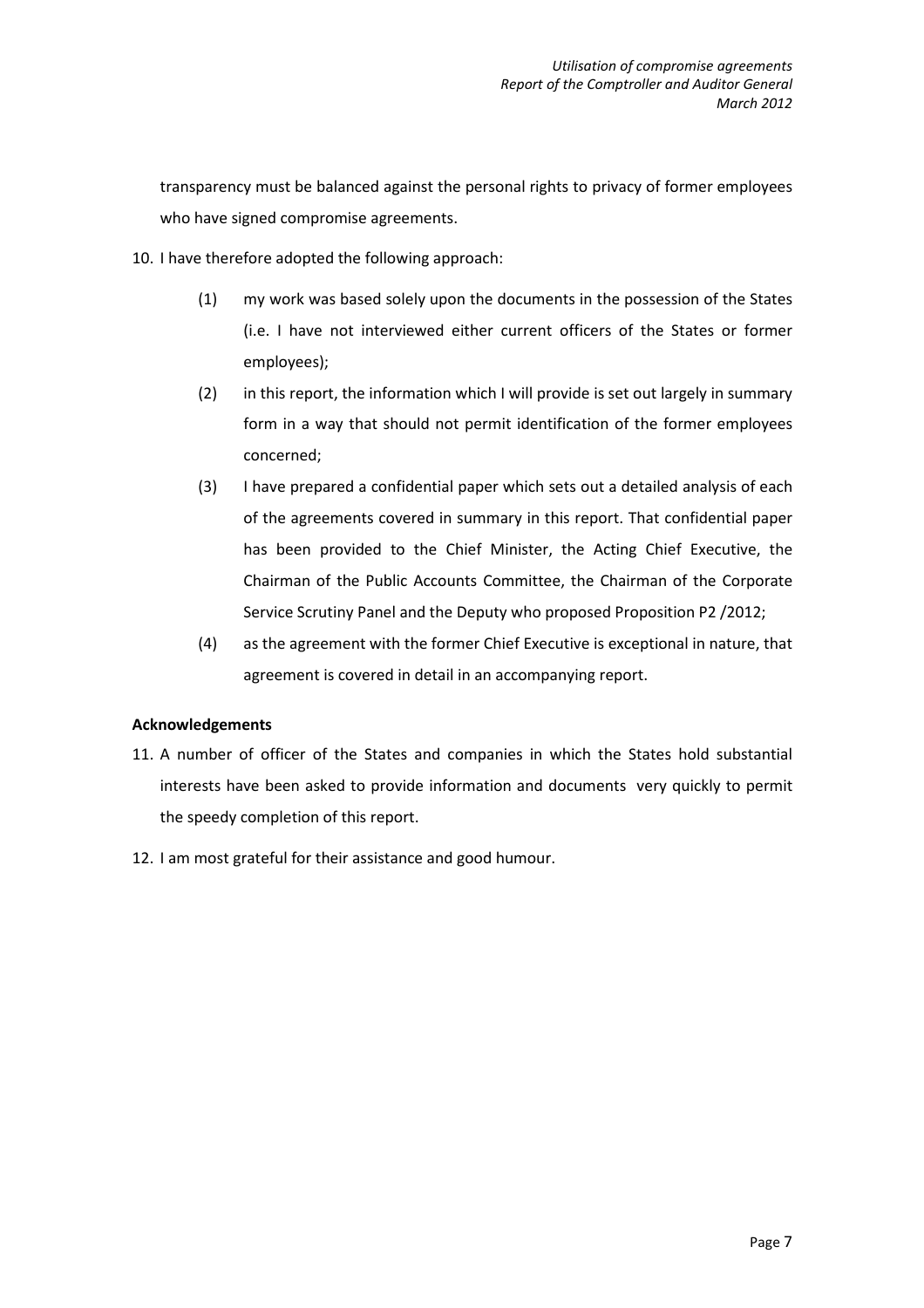transparency must be balanced against the personal rights to privacy of former employees who have signed compromise agreements.

10. I have therefore adopted the following approach:

    (1) my work was based solely upon the documents in the possession of the States (i.e. I have not interviewed either current officers of the States or former employees);

    (2) in this report, the information which I will provide is set out largely in summary form in a way that should not permit identification of the former employees concerned;

    (3) I have prepared a confidential paper which sets out a detailed analysis of each of the agreements covered in summary in this report. That confidential paper has been provided to the Chief Minister, the Acting Chief Executive, the Chairman of the Public Accounts Committee, the Chairman of the Corporate Service Scrutiny Panel and the Deputy who proposed Proposition P2 /2012;

    (4) as the agreement with the former Chief Executive is exceptional in nature, that agreement is covered in detail in an accompanying report.

**Acknowledgements**

11. A number of officer of the States and companies in which the States hold substantial interests have been asked to provide information and documents very quickly to permit the speedy completion of this report.

12. I am most grateful for their assistance and good humour.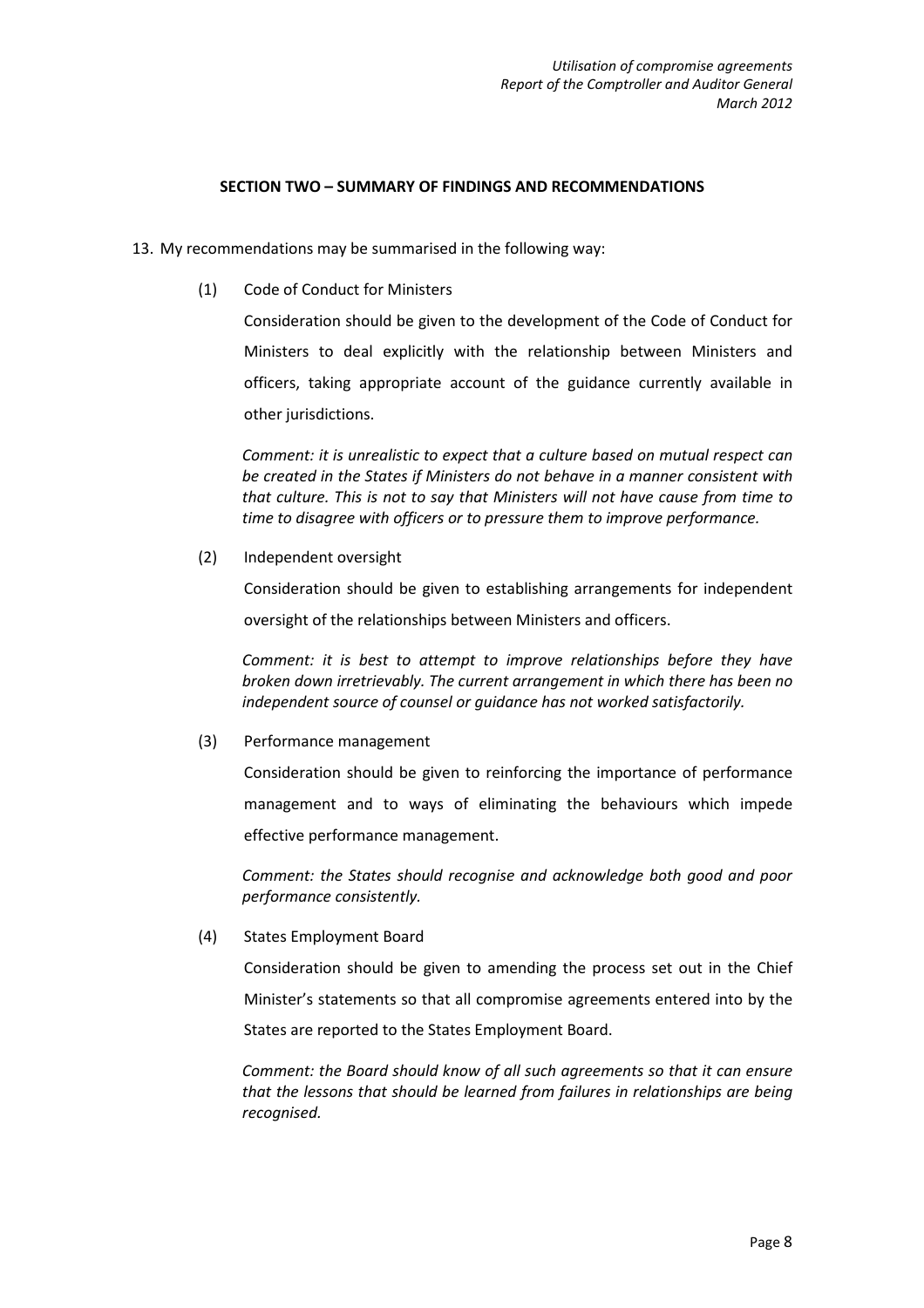## SECTION TWO – SUMMARY OF FINDINGS AND RECOMMENDATIONS

13. My recommendations may be summarised in the following way:

(1) Code of Conduct for Ministers

Consideration should be given to the development of the Code of Conduct for Ministers to deal explicitly with the relationship between Ministers and officers, taking appropriate account of the guidance currently available in other jurisdictions.

*Comment: it is unrealistic to expect that a culture based on mutual respect can be created in the States if Ministers do not behave in a manner consistent with that culture. This is not to say that Ministers will not have cause from time to time to disagree with officers or to pressure them to improve performance.*

(2) Independent oversight

Consideration should be given to establishing arrangements for independent oversight of the relationships between Ministers and officers.

*Comment: it is best to attempt to improve relationships before they have broken down irretrievably. The current arrangement in which there has been no independent source of counsel or guidance has not worked satisfactorily.*

(3) Performance management

Consideration should be given to reinforcing the importance of performance management and to ways of eliminating the behaviours which impede effective performance management.

*Comment: the States should recognise and acknowledge both good and poor performance consistently.*

(4) States Employment Board

Consideration should be given to amending the process set out in the Chief Minister's statements so that all compromise agreements entered into by the States are reported to the States Employment Board.

*Comment: the Board should know of all such agreements so that it can ensure that the lessons that should be learned from failures in relationships are being recognised.*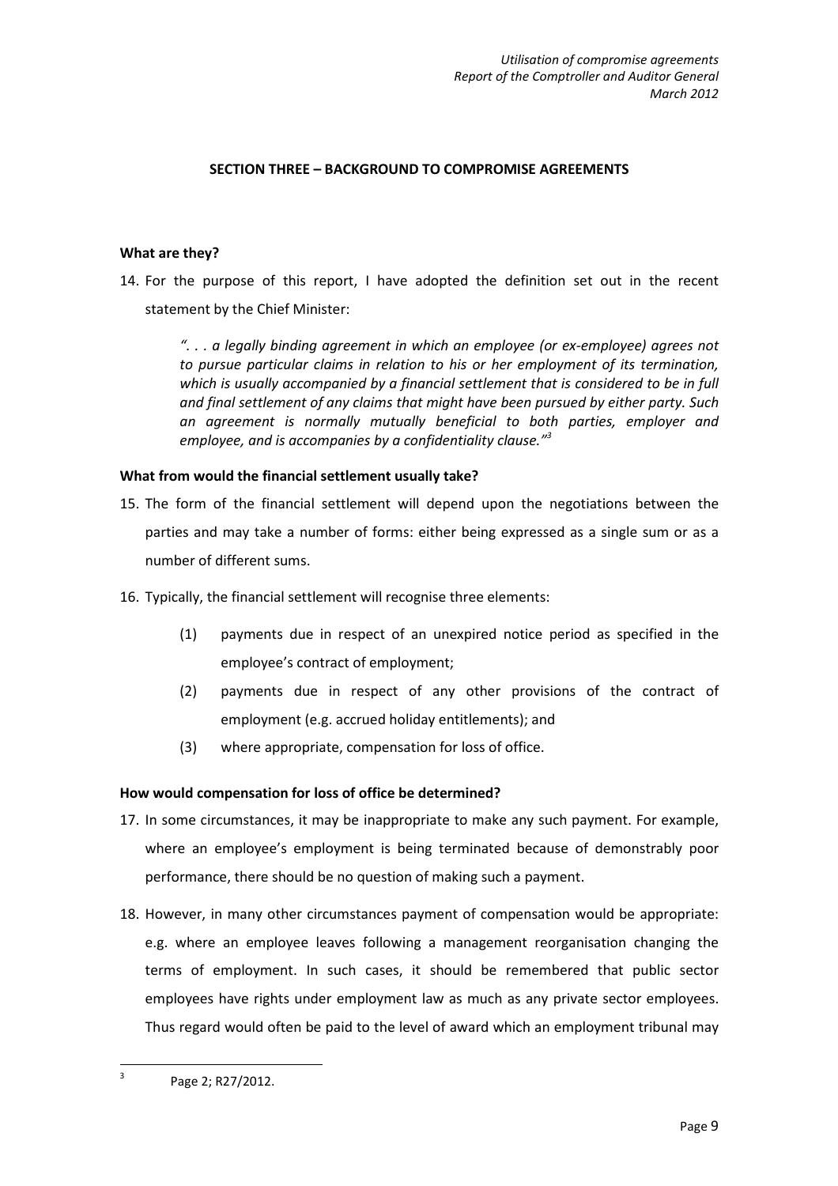## SECTION THREE – BACKGROUND TO COMPROMISE AGREEMENTS

### What are they?

14. For the purpose of this report, I have adopted the definition set out in the recent statement by the Chief Minister:

    *". . . a legally binding agreement in which an employee (or ex-employee) agrees not to pursue particular claims in relation to his or her employment of its termination, which is usually accompanied by a financial settlement that is considered to be in full and final settlement of any claims that might have been pursued by either party. Such an agreement is normally mutually beneficial to both parties, employer and employee, and is accompanies by a confidentiality clause."*[3]

### What from would the financial settlement usually take?

15. The form of the financial settlement will depend upon the negotiations between the parties and may take a number of forms: either being expressed as a single sum or as a number of different sums.

16. Typically, the financial settlement will recognise three elements:

    (1) payments due in respect of an unexpired notice period as specified in the employee's contract of employment;

    (2) payments due in respect of any other provisions of the contract of employment (e.g. accrued holiday entitlements); and

    (3) where appropriate, compensation for loss of office.

### How would compensation for loss of office be determined?

17. In some circumstances, it may be inappropriate to make any such payment. For example, where an employee's employment is being terminated because of demonstrably poor performance, there should be no question of making such a payment.

18. However, in many other circumstances payment of compensation would be appropriate: e.g. where an employee leaves following a management reorganisation changing the terms of employment. In such cases, it should be remembered that public sector employees have rights under employment law as much as any private sector employees. Thus regard would often be paid to the level of award which an employment tribunal may

---

[3] Page 2; R27/2012.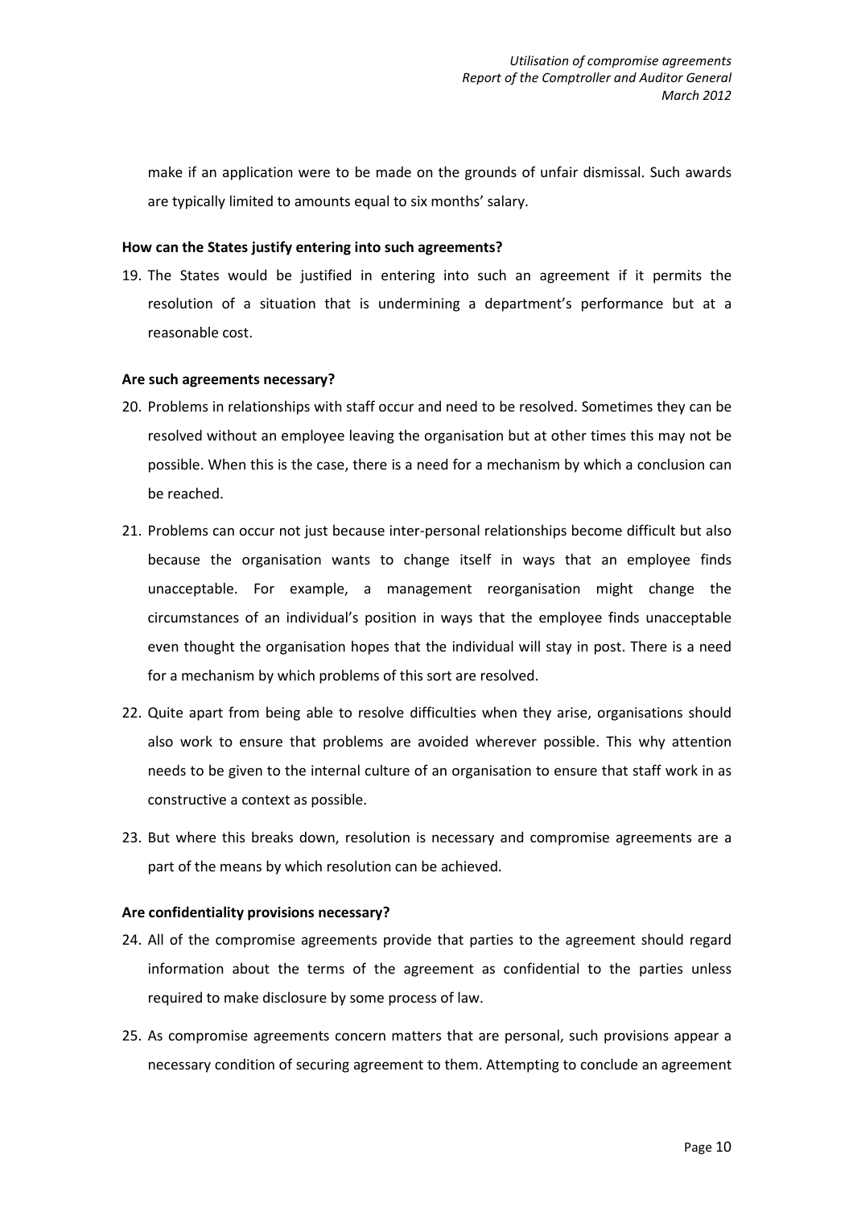make if an application were to be made on the grounds of unfair dismissal. Such awards are typically limited to amounts equal to six months' salary.

**How can the States justify entering into such agreements?**

19. The States would be justified in entering into such an agreement if it permits the resolution of a situation that is undermining a department's performance but at a reasonable cost.

**Are such agreements necessary?**

20. Problems in relationships with staff occur and need to be resolved. Sometimes they can be resolved without an employee leaving the organisation but at other times this may not be possible. When this is the case, there is a need for a mechanism by which a conclusion can be reached.
21. Problems can occur not just because inter-personal relationships become difficult but also because the organisation wants to change itself in ways that an employee finds unacceptable. For example, a management reorganisation might change the circumstances of an individual's position in ways that the employee finds unacceptable even thought the organisation hopes that the individual will stay in post. There is a need for a mechanism by which problems of this sort are resolved.
22. Quite apart from being able to resolve difficulties when they arise, organisations should also work to ensure that problems are avoided wherever possible. This why attention needs to be given to the internal culture of an organisation to ensure that staff work in as constructive a context as possible.
23. But where this breaks down, resolution is necessary and compromise agreements are a part of the means by which resolution can be achieved.

**Are confidentiality provisions necessary?**

24. All of the compromise agreements provide that parties to the agreement should regard information about the terms of the agreement as confidential to the parties unless required to make disclosure by some process of law.
25. As compromise agreements concern matters that are personal, such provisions appear a necessary condition of securing agreement to them. Attempting to conclude an agreement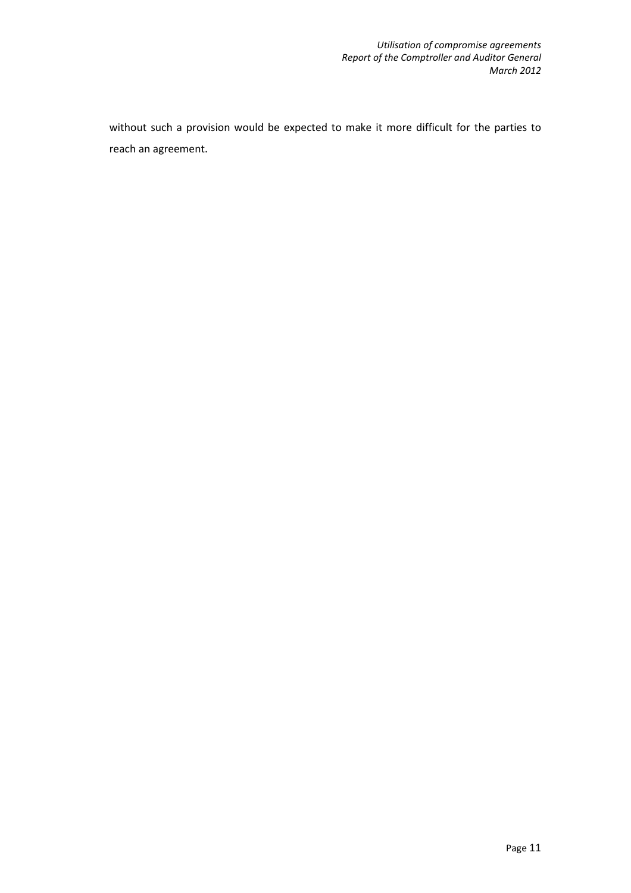without such a provision would be expected to make it more difficult for the parties to reach an agreement.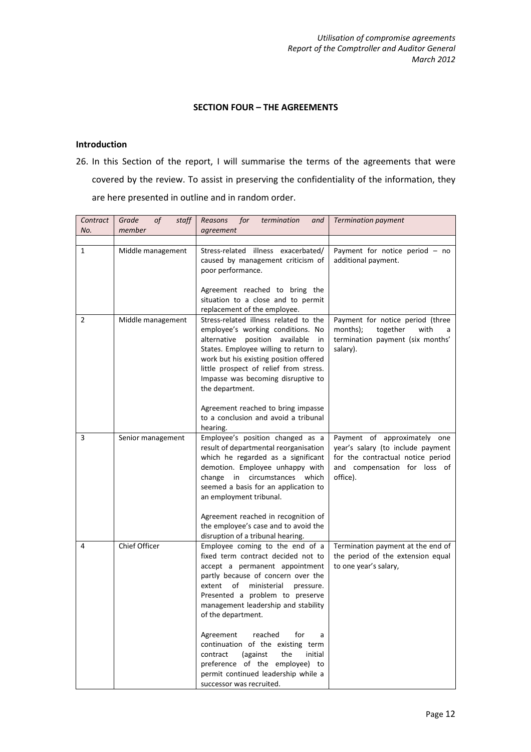## SECTION FOUR – THE AGREEMENTS

### Introduction

26. In this Section of the report, I will summarise the terms of the agreements that were covered by the review. To assist in preserving the confidentiality of the information, they are here presented in outline and in random order.

| *Contract No.* | *Grade of staff member* | *Reasons for termination and agreement* | *Termination payment* |
|---|---|---|---|
| 1 | Middle management | Stress-related illness exacerbated/ caused by management criticism of poor performance.<br><br>Agreement reached to bring the situation to a close and to permit replacement of the employee. | Payment for notice period – no additional payment. |
| 2 | Middle management | Stress-related illness related to the employee's working conditions. No alternative position available in States. Employee willing to return to work but his existing position offered little prospect of relief from stress. Impasse was becoming disruptive to the department.<br><br>Agreement reached to bring impasse to a conclusion and avoid a tribunal hearing. | Payment for notice period (three months); together with a termination payment (six months' salary). |
| 3 | Senior management | Employee's position changed as a result of departmental reorganisation which he regarded as a significant demotion. Employee unhappy with change in circumstances which seemed a basis for an application to an employment tribunal.<br><br>Agreement reached in recognition of the employee's case and to avoid the disruption of a tribunal hearing. | Payment of approximately one year's salary (to include payment for the contractual notice period and compensation for loss of office). |
| 4 | Chief Officer | Employee coming to the end of a fixed term contract decided not to accept a permanent appointment partly because of concern over the extent of ministerial pressure. Presented a problem to preserve management leadership and stability of the department.<br><br>Agreement reached for a continuation of the existing term contract (against the initial preference of the employee) to permit continued leadership while a successor was recruited. | Termination payment at the end of the period of the extension equal to one year's salary, |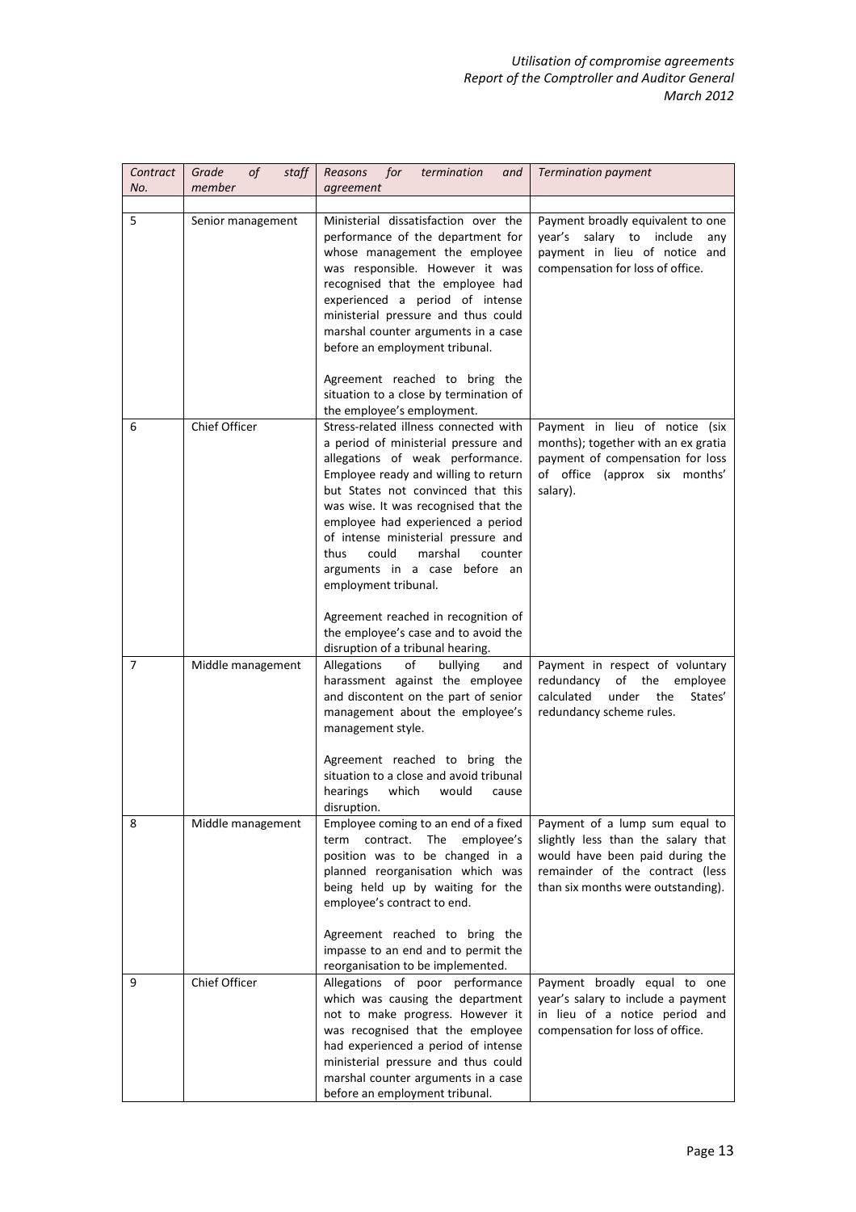| *Contract No.* | *Grade of staff member* | *Reasons for termination and agreement* | *Termination payment* |
|---|---|---|---|
| 5 | Senior management | Ministerial dissatisfaction over the performance of the department for whose management the employee was responsible. However it was recognised that the employee had experienced a period of intense ministerial pressure and thus could marshal counter arguments in a case before an employment tribunal.<br><br>Agreement reached to bring the situation to a close by termination of the employee's employment. | Payment broadly equivalent to one year's salary to include any payment in lieu of notice and compensation for loss of office. |
| 6 | Chief Officer | Stress-related illness connected with a period of ministerial pressure and allegations of weak performance. Employee ready and willing to return but States not convinced that this was wise. It was recognised that the employee had experienced a period of intense ministerial pressure and thus could marshal counter arguments in a case before an employment tribunal.<br><br>Agreement reached in recognition of the employee's case and to avoid the disruption of a tribunal hearing. | Payment in lieu of notice (six months); together with an ex gratia payment of compensation for loss of office (approx six months' salary). |
| 7 | Middle management | Allegations of bullying and harassment against the employee and discontent on the part of senior management about the employee's management style.<br><br>Agreement reached to bring the situation to a close and avoid tribunal hearings which would cause disruption. | Payment in respect of voluntary redundancy of the employee calculated under the States' redundancy scheme rules. |
| 8 | Middle management | Employee coming to an end of a fixed term contract. The employee's position was to be changed in a planned reorganisation which was being held up by waiting for the employee's contract to end.<br><br>Agreement reached to bring the impasse to an end and to permit the reorganisation to be implemented. | Payment of a lump sum equal to slightly less than the salary that would have been paid during the remainder of the contract (less than six months were outstanding). |
| 9 | Chief Officer | Allegations of poor performance which was causing the department not to make progress. However it was recognised that the employee had experienced a period of intense ministerial pressure and thus could marshal counter arguments in a case before an employment tribunal. | Payment broadly equal to one year's salary to include a payment in lieu of a notice period and compensation for loss of office. |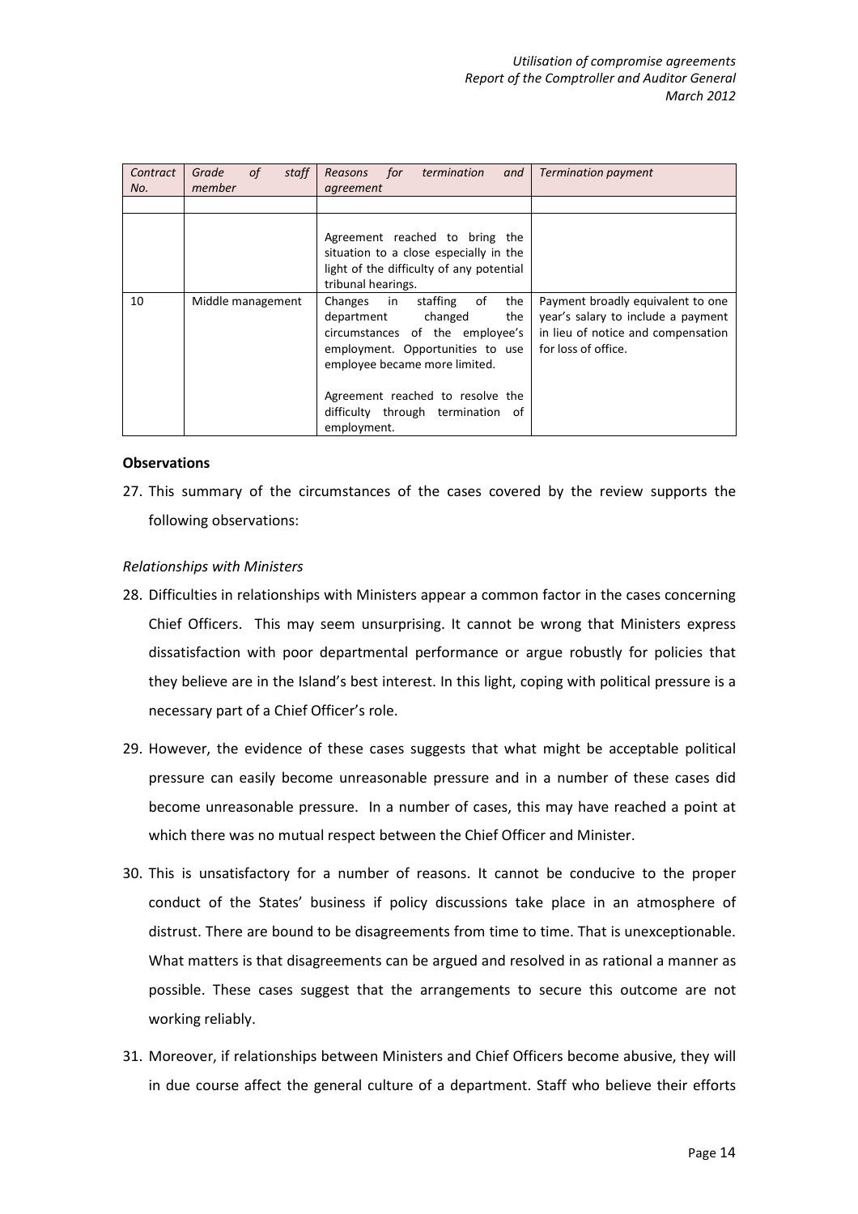| *Contract No.* | *Grade of staff member* | *Reasons for termination and agreement* | *Termination payment* |
|---|---|---|---|
| | | | |
| | | Agreement reached to bring the situation to a close especially in the light of the difficulty of any potential tribunal hearings. | |
| 10 | Middle management | Changes in staffing of the department changed the circumstances of the employee's employment. Opportunities to use employee became more limited.<br><br>Agreement reached to resolve the difficulty through termination of employment. | Payment broadly equivalent to one year's salary to include a payment in lieu of notice and compensation for loss of office. |

**Observations**

27. This summary of the circumstances of the cases covered by the review supports the following observations:

*Relationships with Ministers*

28. Difficulties in relationships with Ministers appear a common factor in the cases concerning Chief Officers. This may seem unsurprising. It cannot be wrong that Ministers express dissatisfaction with poor departmental performance or argue robustly for policies that they believe are in the Island's best interest. In this light, coping with political pressure is a necessary part of a Chief Officer's role.

29. However, the evidence of these cases suggests that what might be acceptable political pressure can easily become unreasonable pressure and in a number of these cases did become unreasonable pressure. In a number of cases, this may have reached a point at which there was no mutual respect between the Chief Officer and Minister.

30. This is unsatisfactory for a number of reasons. It cannot be conducive to the proper conduct of the States' business if policy discussions take place in an atmosphere of distrust. There are bound to be disagreements from time to time. That is unexceptionable. What matters is that disagreements can be argued and resolved in as rational a manner as possible. These cases suggest that the arrangements to secure this outcome are not working reliably.

31. Moreover, if relationships between Ministers and Chief Officers become abusive, they will in due course affect the general culture of a department. Staff who believe their efforts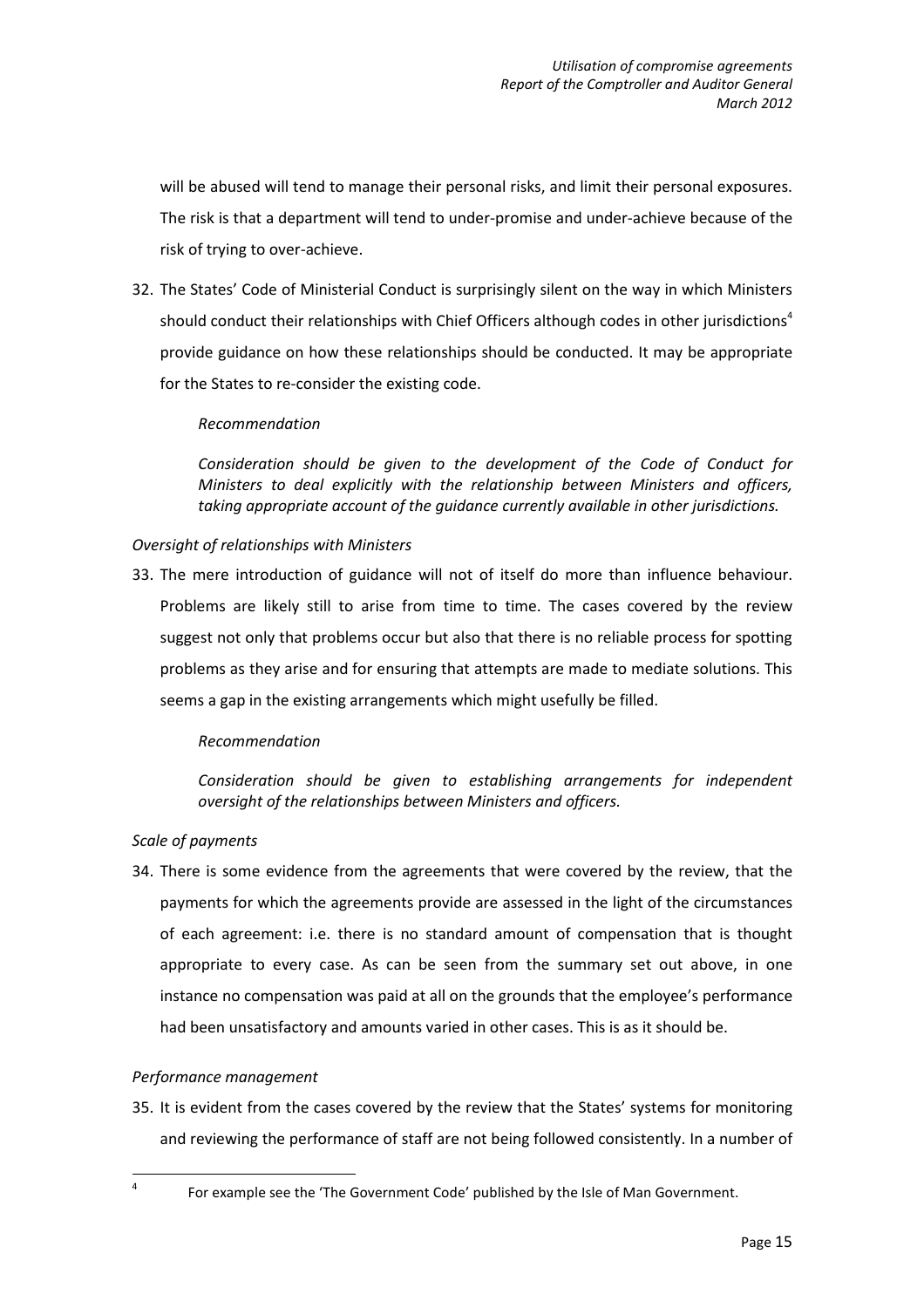will be abused will tend to manage their personal risks, and limit their personal exposures. The risk is that a department will tend to under-promise and under-achieve because of the risk of trying to over-achieve.

32. The States' Code of Ministerial Conduct is surprisingly silent on the way in which Ministers should conduct their relationships with Chief Officers although codes in other jurisdictions[4] provide guidance on how these relationships should be conducted. It may be appropriate for the States to re-consider the existing code.

    *Recommendation*

    *Consideration should be given to the development of the Code of Conduct for Ministers to deal explicitly with the relationship between Ministers and officers, taking appropriate account of the guidance currently available in other jurisdictions.*

*Oversight of relationships with Ministers*

33. The mere introduction of guidance will not of itself do more than influence behaviour. Problems are likely still to arise from time to time. The cases covered by the review suggest not only that problems occur but also that there is no reliable process for spotting problems as they arise and for ensuring that attempts are made to mediate solutions. This seems a gap in the existing arrangements which might usefully be filled.

    *Recommendation*

    *Consideration should be given to establishing arrangements for independent oversight of the relationships between Ministers and officers.*

*Scale of payments*

34. There is some evidence from the agreements that were covered by the review, that the payments for which the agreements provide are assessed in the light of the circumstances of each agreement: i.e. there is no standard amount of compensation that is thought appropriate to every case. As can be seen from the summary set out above, in one instance no compensation was paid at all on the grounds that the employee's performance had been unsatisfactory and amounts varied in other cases. This is as it should be.

*Performance management*

35. It is evident from the cases covered by the review that the States' systems for monitoring and reviewing the performance of staff are not being followed consistently. In a number of

---

[4] For example see the 'The Government Code' published by the Isle of Man Government.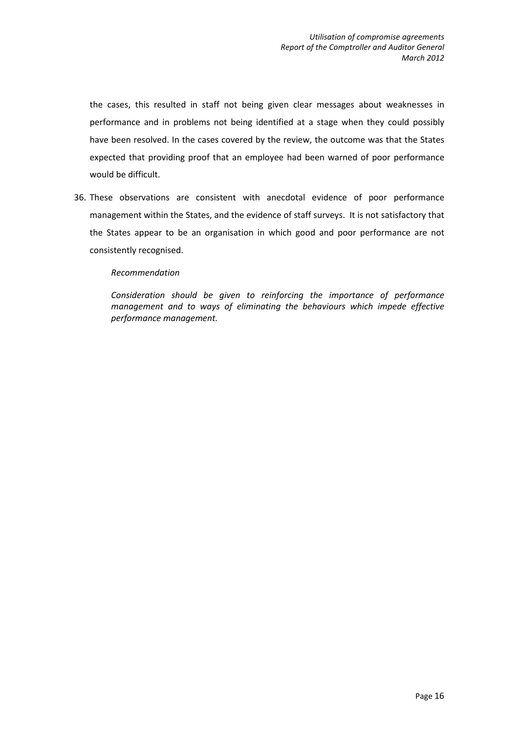the cases, this resulted in staff not being given clear messages about weaknesses in performance and in problems not being identified at a stage when they could possibly have been resolved. In the cases covered by the review, the outcome was that the States expected that providing proof that an employee had been warned of poor performance would be difficult.

36. These observations are consistent with anecdotal evidence of poor performance management within the States, and the evidence of staff surveys. It is not satisfactory that the States appear to be an organisation in which good and poor performance are not consistently recognised.

    *Recommendation*

    *Consideration should be given to reinforcing the importance of performance management and to ways of eliminating the behaviours which impede effective performance management.*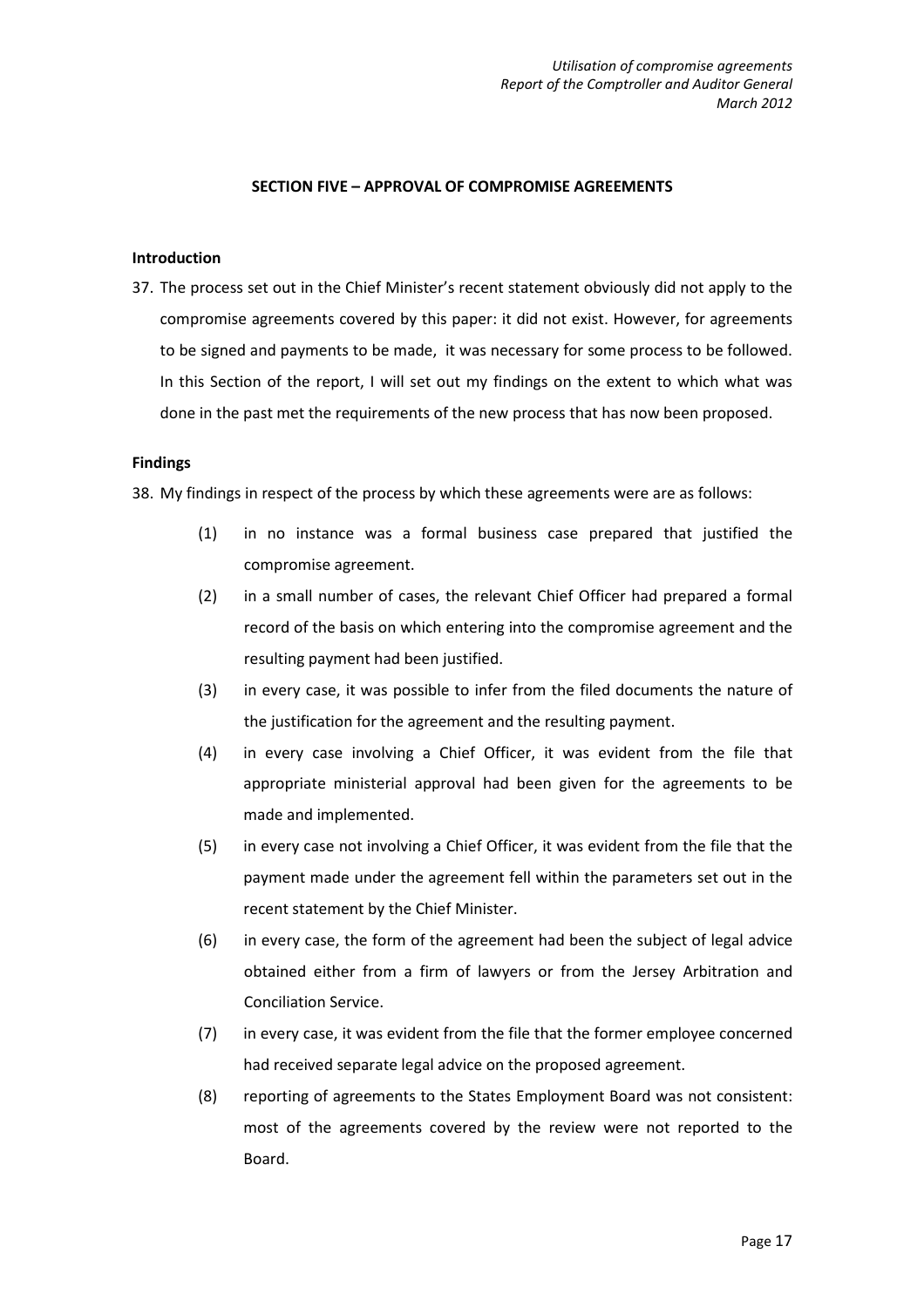## SECTION FIVE – APPROVAL OF COMPROMISE AGREEMENTS

### Introduction

37. The process set out in the Chief Minister's recent statement obviously did not apply to the compromise agreements covered by this paper: it did not exist. However, for agreements to be signed and payments to be made, it was necessary for some process to be followed. In this Section of the report, I will set out my findings on the extent to which what was done in the past met the requirements of the new process that has now been proposed.

### Findings

38. My findings in respect of the process by which these agreements were are as follows:

    (1) in no instance was a formal business case prepared that justified the compromise agreement.

    (2) in a small number of cases, the relevant Chief Officer had prepared a formal record of the basis on which entering into the compromise agreement and the resulting payment had been justified.

    (3) in every case, it was possible to infer from the filed documents the nature of the justification for the agreement and the resulting payment.

    (4) in every case involving a Chief Officer, it was evident from the file that appropriate ministerial approval had been given for the agreements to be made and implemented.

    (5) in every case not involving a Chief Officer, it was evident from the file that the payment made under the agreement fell within the parameters set out in the recent statement by the Chief Minister.

    (6) in every case, the form of the agreement had been the subject of legal advice obtained either from a firm of lawyers or from the Jersey Arbitration and Conciliation Service.

    (7) in every case, it was evident from the file that the former employee concerned had received separate legal advice on the proposed agreement.

    (8) reporting of agreements to the States Employment Board was not consistent: most of the agreements covered by the review were not reported to the Board.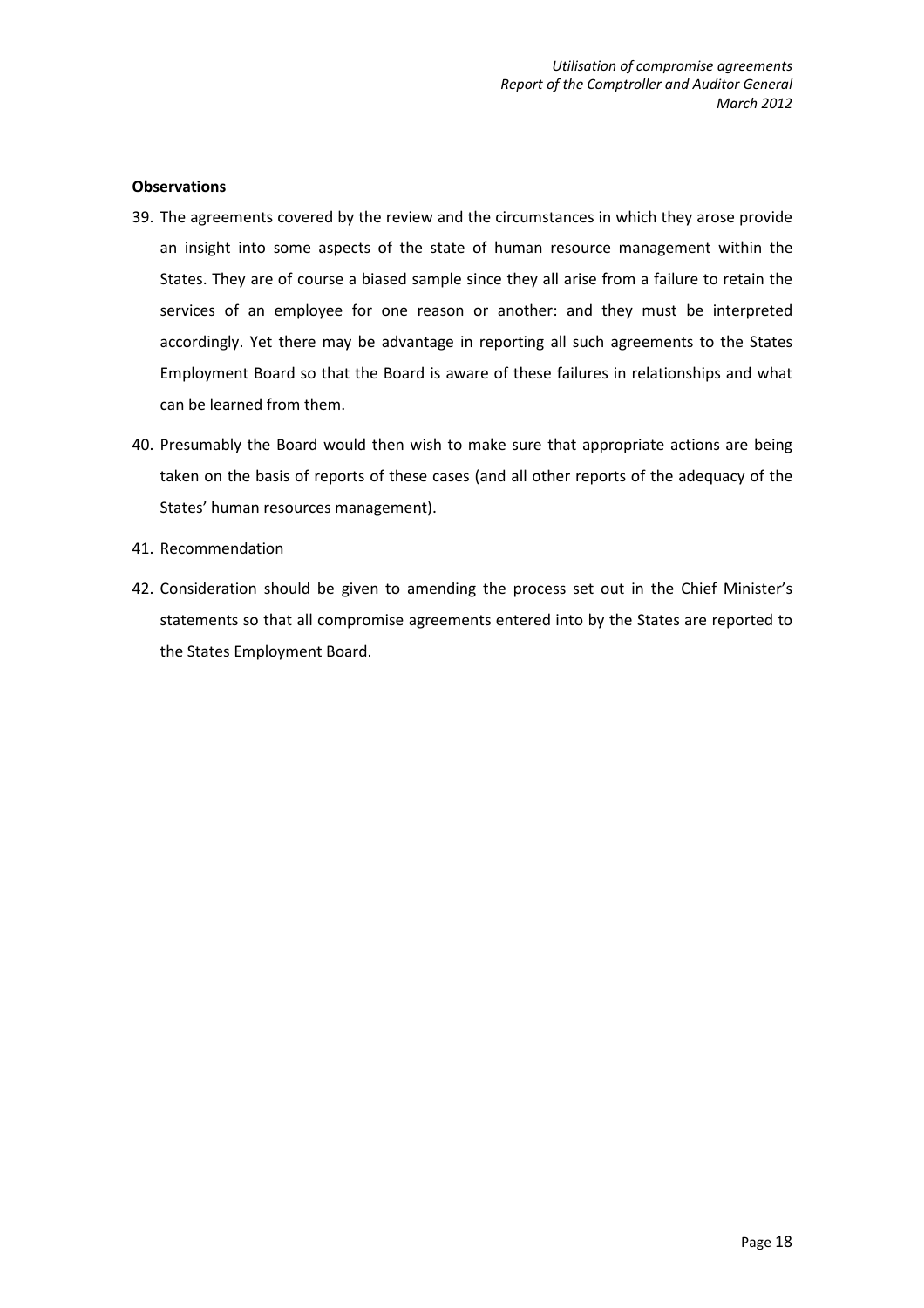**Observations**

39. The agreements covered by the review and the circumstances in which they arose provide an insight into some aspects of the state of human resource management within the States. They are of course a biased sample since they all arise from a failure to retain the services of an employee for one reason or another: and they must be interpreted accordingly. Yet there may be advantage in reporting all such agreements to the States Employment Board so that the Board is aware of these failures in relationships and what can be learned from them.

40. Presumably the Board would then wish to make sure that appropriate actions are being taken on the basis of reports of these cases (and all other reports of the adequacy of the States' human resources management).

41. Recommendation

42. Consideration should be given to amending the process set out in the Chief Minister's statements so that all compromise agreements entered into by the States are reported to the States Employment Board.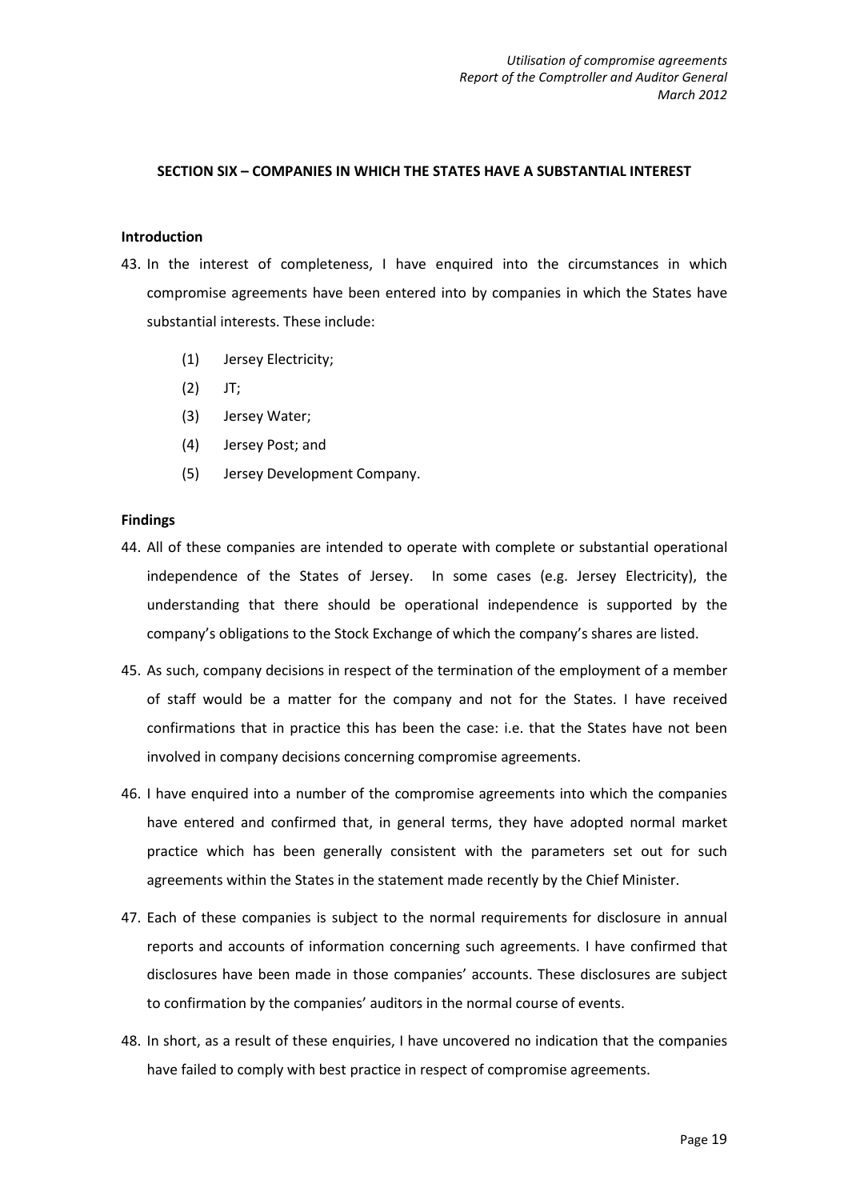## SECTION SIX – COMPANIES IN WHICH THE STATES HAVE A SUBSTANTIAL INTEREST

### Introduction

43. In the interest of completeness, I have enquired into the circumstances in which compromise agreements have been entered into by companies in which the States have substantial interests. These include:

    (1) Jersey Electricity;

    (2) JT;

    (3) Jersey Water;

    (4) Jersey Post; and

    (5) Jersey Development Company.

### Findings

44. All of these companies are intended to operate with complete or substantial operational independence of the States of Jersey. In some cases (e.g. Jersey Electricity), the understanding that there should be operational independence is supported by the company's obligations to the Stock Exchange of which the company's shares are listed.

45. As such, company decisions in respect of the termination of the employment of a member of staff would be a matter for the company and not for the States. I have received confirmations that in practice this has been the case: i.e. that the States have not been involved in company decisions concerning compromise agreements.

46. I have enquired into a number of the compromise agreements into which the companies have entered and confirmed that, in general terms, they have adopted normal market practice which has been generally consistent with the parameters set out for such agreements within the States in the statement made recently by the Chief Minister.

47. Each of these companies is subject to the normal requirements for disclosure in annual reports and accounts of information concerning such agreements. I have confirmed that disclosures have been made in those companies' accounts. These disclosures are subject to confirmation by the companies' auditors in the normal course of events.

48. In short, as a result of these enquiries, I have uncovered no indication that the companies have failed to comply with best practice in respect of compromise agreements.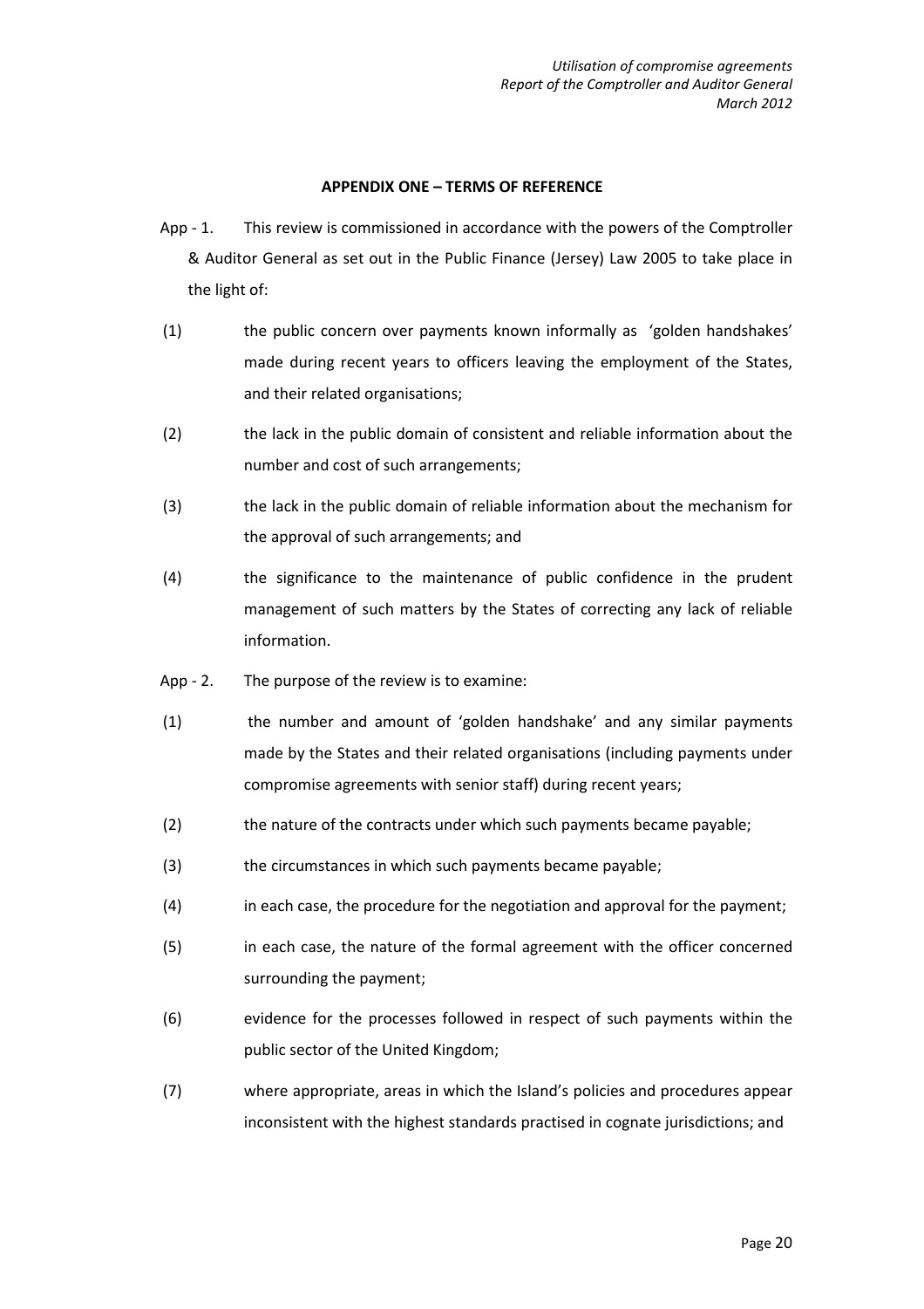## APPENDIX ONE – TERMS OF REFERENCE

App - 1. This review is commissioned in accordance with the powers of the Comptroller & Auditor General as set out in the Public Finance (Jersey) Law 2005 to take place in the light of:

(1) the public concern over payments known informally as 'golden handshakes' made during recent years to officers leaving the employment of the States, and their related organisations;

(2) the lack in the public domain of consistent and reliable information about the number and cost of such arrangements;

(3) the lack in the public domain of reliable information about the mechanism for the approval of such arrangements; and

(4) the significance to the maintenance of public confidence in the prudent management of such matters by the States of correcting any lack of reliable information.

App - 2. The purpose of the review is to examine:

(1) the number and amount of 'golden handshake' and any similar payments made by the States and their related organisations (including payments under compromise agreements with senior staff) during recent years;

(2) the nature of the contracts under which such payments became payable;

(3) the circumstances in which such payments became payable;

(4) in each case, the procedure for the negotiation and approval for the payment;

(5) in each case, the nature of the formal agreement with the officer concerned surrounding the payment;

(6) evidence for the processes followed in respect of such payments within the public sector of the United Kingdom;

(7) where appropriate, areas in which the Island's policies and procedures appear inconsistent with the highest standards practised in cognate jurisdictions; and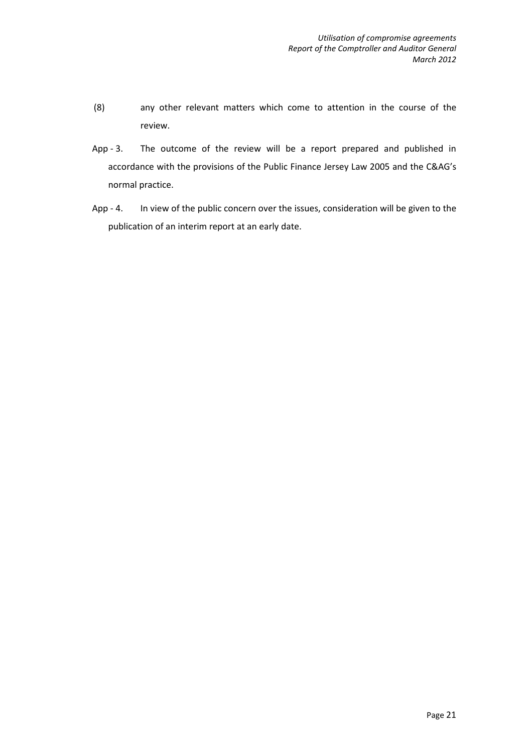(8) any other relevant matters which come to attention in the course of the review.

App - 3. The outcome of the review will be a report prepared and published in accordance with the provisions of the Public Finance Jersey Law 2005 and the C&AG's normal practice.

App - 4. In view of the public concern over the issues, consideration will be given to the publication of an interim report at an early date.